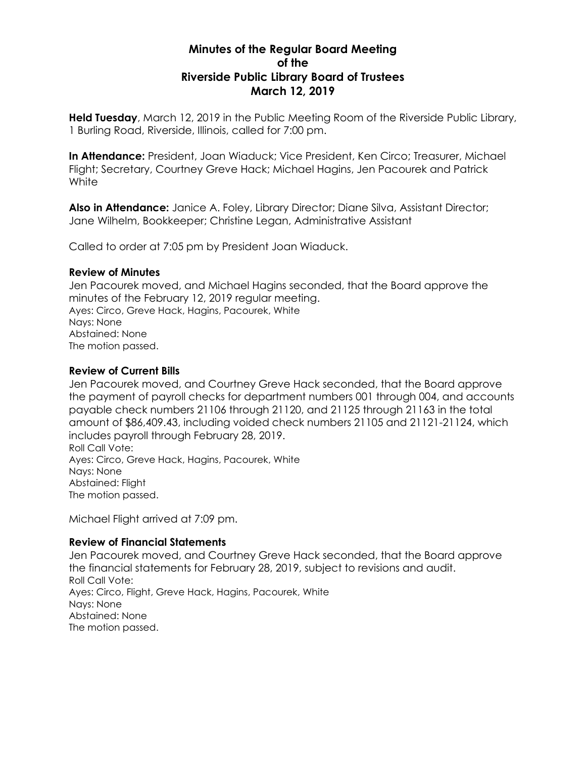# Minutes of the Regular Board Meeting of the Riverside Public Library Board of Trustees March 12, 2019

**Held Tuesday**, March 12, 2019 in the Public Meeting Room of the Riverside Public Library, 1 Burling Road, Riverside, Illinois, called for 7:00 pm.

**In Attendance:** President, Joan Wiaduck; Vice President, Ken Circo; Treasurer, Michael Flight; Secretary, Courtney Greve Hack; Michael Hagins, Jen Pacourek and Patrick White

**Also in Attendance:** Janice A. Foley, Library Director; Diane Silva, Assistant Director; Jane Wilhelm, Bookkeeper; Christine Legan, Administrative Assistant

Called to order at 7:05 pm by President Joan Wiaduck.

**Review of Minutes**

Jen Pacourek moved, and Michael Hagins seconded, that the Board approve the minutes of the February 12, 2019 regular meeting.
Ayes: Circo, Greve Hack, Hagins, Pacourek, White
Nays: None
Abstained: None
The motion passed.

**Review of Current Bills**

Jen Pacourek moved, and Courtney Greve Hack seconded, that the Board approve the payment of payroll checks for department numbers 001 through 004, and accounts payable check numbers 21106 through 21120, and 21125 through 21163 in the total amount of $86,409.43, including voided check numbers 21105 and 21121-21124, which includes payroll through February 28, 2019.
Roll Call Vote:
Ayes: Circo, Greve Hack, Hagins, Pacourek, White
Nays: None
Abstained: Flight
The motion passed.

Michael Flight arrived at 7:09 pm.

**Review of Financial Statements**

Jen Pacourek moved, and Courtney Greve Hack seconded, that the Board approve the financial statements for February 28, 2019, subject to revisions and audit.
Roll Call Vote:
Ayes: Circo, Flight, Greve Hack, Hagins, Pacourek, White
Nays: None
Abstained: None
The motion passed.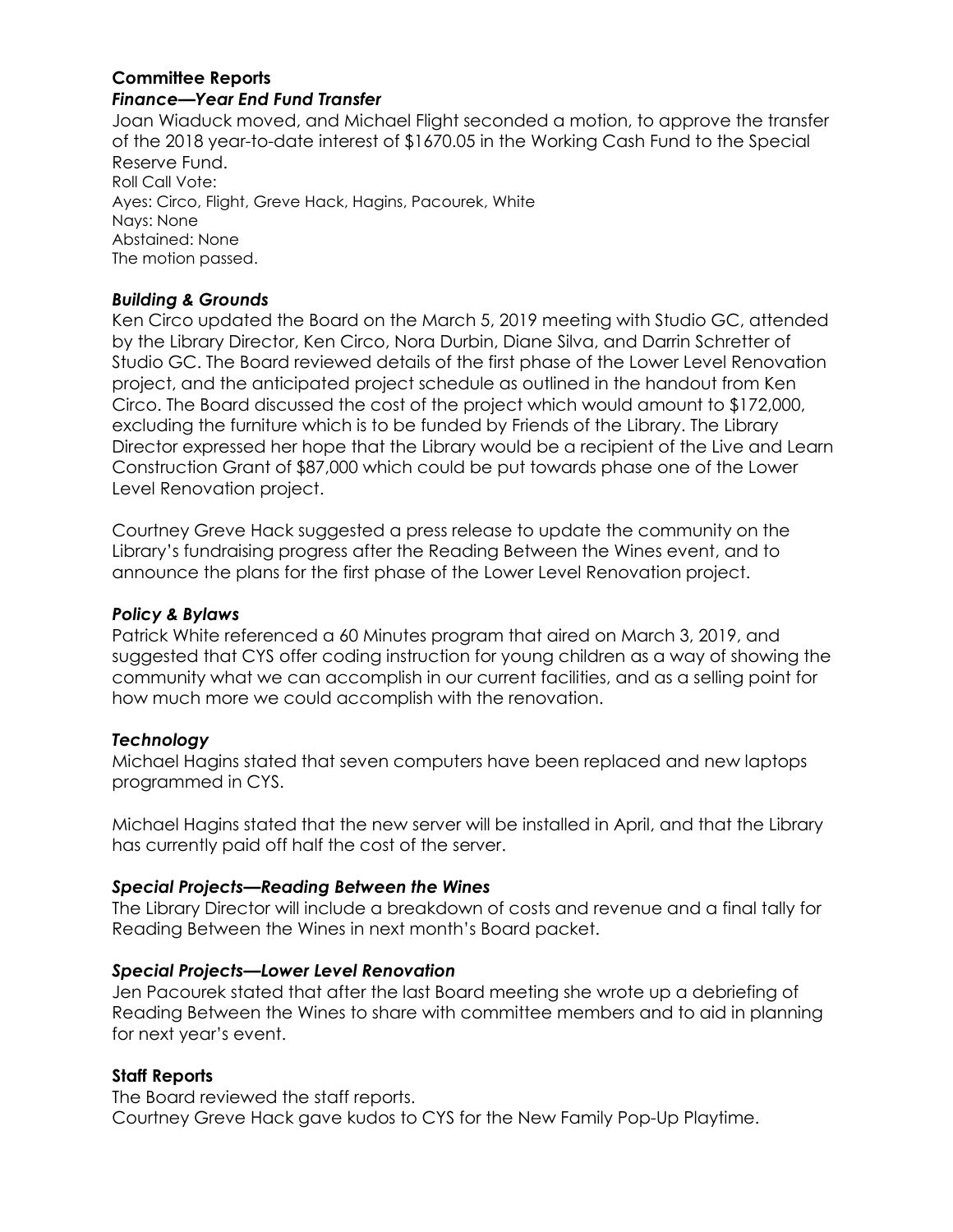## Committee Reports

### *Finance—Year End Fund Transfer*

Joan Wiaduck moved, and Michael Flight seconded a motion, to approve the transfer of the 2018 year-to-date interest of $1670.05 in the Working Cash Fund to the Special Reserve Fund.
Roll Call Vote:
Ayes: Circo, Flight, Greve Hack, Hagins, Pacourek, White
Nays: None
Abstained: None
The motion passed.

### *Building & Grounds*

Ken Circo updated the Board on the March 5, 2019 meeting with Studio GC, attended by the Library Director, Ken Circo, Nora Durbin, Diane Silva, and Darrin Schretter of Studio GC. The Board reviewed details of the first phase of the Lower Level Renovation project, and the anticipated project schedule as outlined in the handout from Ken Circo. The Board discussed the cost of the project which would amount to $172,000, excluding the furniture which is to be funded by Friends of the Library. The Library Director expressed her hope that the Library would be a recipient of the Live and Learn Construction Grant of $87,000 which could be put towards phase one of the Lower Level Renovation project.

Courtney Greve Hack suggested a press release to update the community on the Library's fundraising progress after the Reading Between the Wines event, and to announce the plans for the first phase of the Lower Level Renovation project.

### *Policy & Bylaws*

Patrick White referenced a 60 Minutes program that aired on March 3, 2019, and suggested that CYS offer coding instruction for young children as a way of showing the community what we can accomplish in our current facilities, and as a selling point for how much more we could accomplish with the renovation.

### *Technology*

Michael Hagins stated that seven computers have been replaced and new laptops programmed in CYS.

Michael Hagins stated that the new server will be installed in April, and that the Library has currently paid off half the cost of the server.

### *Special Projects—Reading Between the Wines*

The Library Director will include a breakdown of costs and revenue and a final tally for Reading Between the Wines in next month's Board packet.

### *Special Projects—Lower Level Renovation*

Jen Pacourek stated that after the last Board meeting she wrote up a debriefing of Reading Between the Wines to share with committee members and to aid in planning for next year's event.

## Staff Reports

The Board reviewed the staff reports.
Courtney Greve Hack gave kudos to CYS for the New Family Pop-Up Playtime.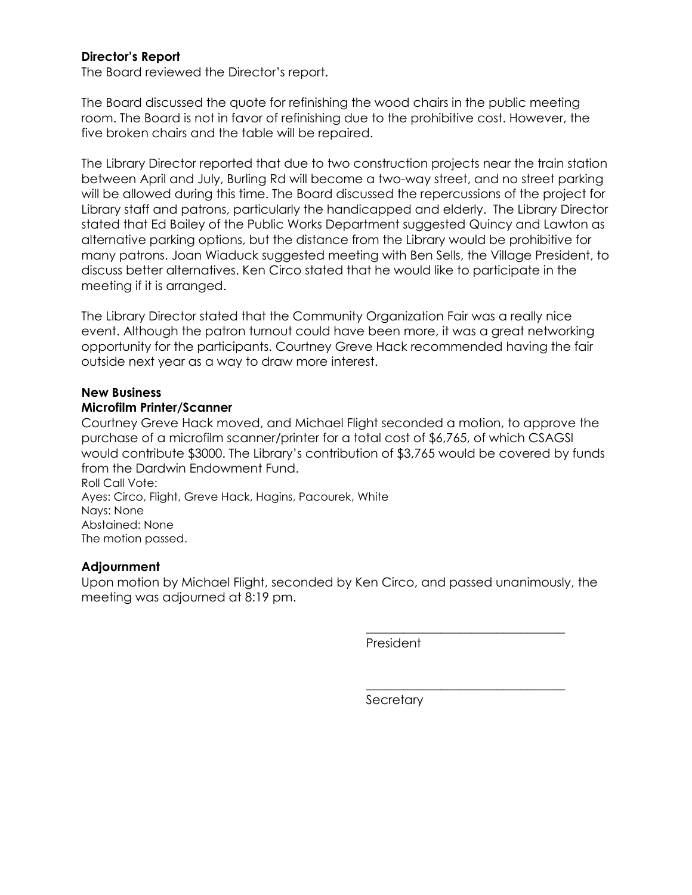### Director's Report

The Board reviewed the Director's report.

The Board discussed the quote for refinishing the wood chairs in the public meeting room. The Board is not in favor of refinishing due to the prohibitive cost. However, the five broken chairs and the table will be repaired.

The Library Director reported that due to two construction projects near the train station between April and July, Burling Rd will become a two-way street, and no street parking will be allowed during this time. The Board discussed the repercussions of the project for Library staff and patrons, particularly the handicapped and elderly. The Library Director stated that Ed Bailey of the Public Works Department suggested Quincy and Lawton as alternative parking options, but the distance from the Library would be prohibitive for many patrons. Joan Wiaduck suggested meeting with Ben Sells, the Village President, to discuss better alternatives. Ken Circo stated that he would like to participate in the meeting if it is arranged.

The Library Director stated that the Community Organization Fair was a really nice event. Although the patron turnout could have been more, it was a great networking opportunity for the participants. Courtney Greve Hack recommended having the fair outside next year as a way to draw more interest.

### New Business

#### Microfilm Printer/Scanner

Courtney Greve Hack moved, and Michael Flight seconded a motion, to approve the purchase of a microfilm scanner/printer for a total cost of $6,765, of which CSAGSI would contribute $3000. The Library's contribution of $3,765 would be covered by funds from the Dardwin Endowment Fund.

Roll Call Vote:
Ayes: Circo, Flight, Greve Hack, Hagins, Pacourek, White
Nays: None
Abstained: None
The motion passed.

### Adjournment

Upon motion by Michael Flight, seconded by Ken Circo, and passed unanimously, the meeting was adjourned at 8:19 pm.

________________________________
President

________________________________
Secretary